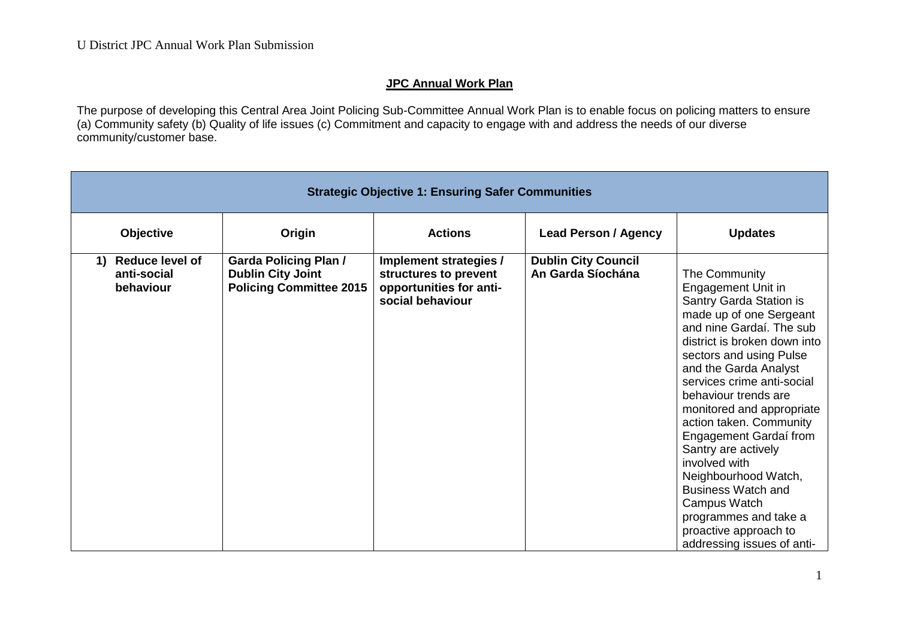## JPC Annual Work Plan

The purpose of developing this Central Area Joint Policing Sub-Committee Annual Work Plan is to enable focus on policing matters to ensure (a) Community safety (b) Quality of life issues (c) Commitment and capacity to engage with and address the needs of our diverse community/customer base.

| **Strategic Objective 1: Ensuring Safer Communities** | | | | |
|---|---|---|---|---|
| **Objective** | **Origin** | **Actions** | **Lead Person / Agency** | **Updates** |
| **1) Reduce level of anti-social behaviour** | **Garda Policing Plan / Dublin City Joint Policing Committee 2015** | **Implement strategies / structures to prevent opportunities for anti-social behaviour** | **Dublin City Council An Garda Síochána** | The Community Engagement Unit in Santry Garda Station is made up of one Sergeant and nine Gardaí. The sub district is broken down into sectors and using Pulse and the Garda Analyst services crime anti-social behaviour trends are monitored and appropriate action taken. Community Engagement Gardaí from Santry are actively involved with Neighbourhood Watch, Business Watch and Campus Watch programmes and take a proactive approach to addressing issues of anti- |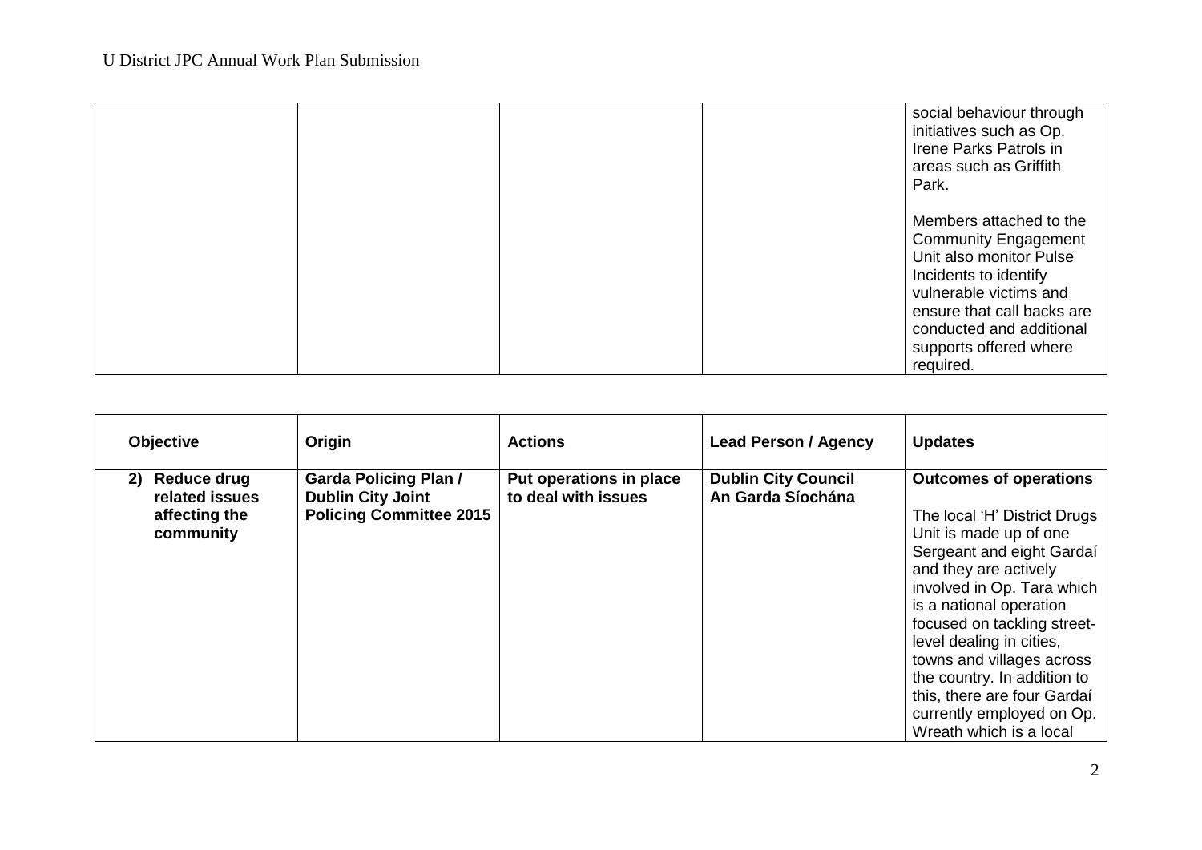| | | | | |
|---|---|---|---|---|
| | | | | social behaviour through initiatives such as Op. Irene Parks Patrols in areas such as Griffith Park.<br><br>Members attached to the Community Engagement Unit also monitor Pulse Incidents to identify vulnerable victims and ensure that call backs are conducted and additional supports offered where required. |

| Objective | Origin | Actions | Lead Person / Agency | Updates |
|---|---|---|---|---|
| **2) Reduce drug related issues affecting the community** | **Garda Policing Plan / Dublin City Joint Policing Committee 2015** | **Put operations in place to deal with issues** | **Dublin City Council An Garda Síochána** | **Outcomes of operations**<br><br>The local 'H' District Drugs Unit is made up of one Sergeant and eight Gardaí and they are actively involved in Op. Tara which is a national operation focused on tackling street-level dealing in cities, towns and villages across the country. In addition to this, there are four Gardaí currently employed on Op. Wreath which is a local |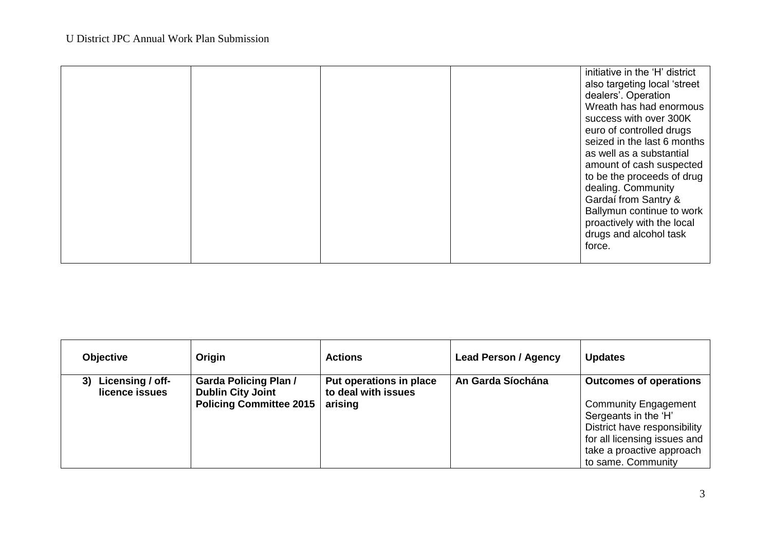| | | | | initiative in the 'H' district also targeting local 'street dealers'. Operation Wreath has had enormous success with over 300K euro of controlled drugs seized in the last 6 months as well as a substantial amount of cash suspected to be the proceeds of drug dealing. Community Gardaí from Santry & Ballymun continue to work proactively with the local drugs and alcohol task force. |
|---|---|---|---|---|

| **Objective** | **Origin** | **Actions** | **Lead Person / Agency** | **Updates** |
|---|---|---|---|---|
| **3) Licensing / off-licence issues** | **Garda Policing Plan / Dublin City Joint Policing Committee 2015** | **Put operations in place to deal with issues arising** | **An Garda Síochána** | **Outcomes of operations**<br><br>Community Engagement Sergeants in the 'H' District have responsibility for all licensing issues and take a proactive approach to same. Community |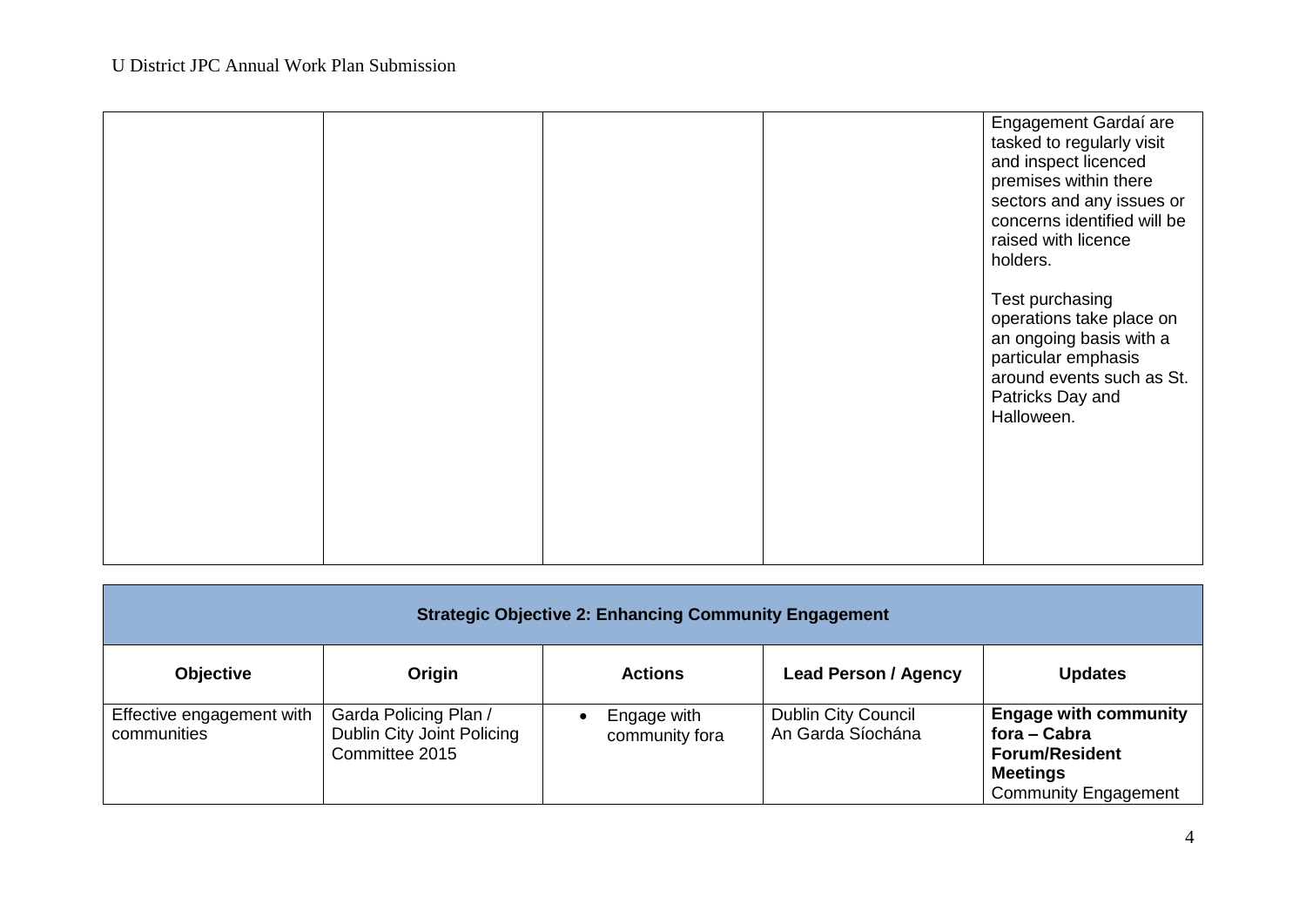| | | | | |
|---|---|---|---|---|
| | | | | Engagement Gardaí are tasked to regularly visit and inspect licenced premises within there sectors and any issues or concerns identified will be raised with licence holders.<br><br>Test purchasing operations take place on an ongoing basis with a particular emphasis around events such as St. Patricks Day and Halloween. |

| **Strategic Objective 2: Enhancing Community Engagement** | | | | |
|---|---|---|---|---|
| **Objective** | **Origin** | **Actions** | **Lead Person / Agency** | **Updates** |
| Effective engagement with communities | Garda Policing Plan / Dublin City Joint Policing Committee 2015 | • Engage with community fora | Dublin City Council<br>An Garda Síochána | **Engage with community fora – Cabra Forum/Resident Meetings**<br>Community Engagement |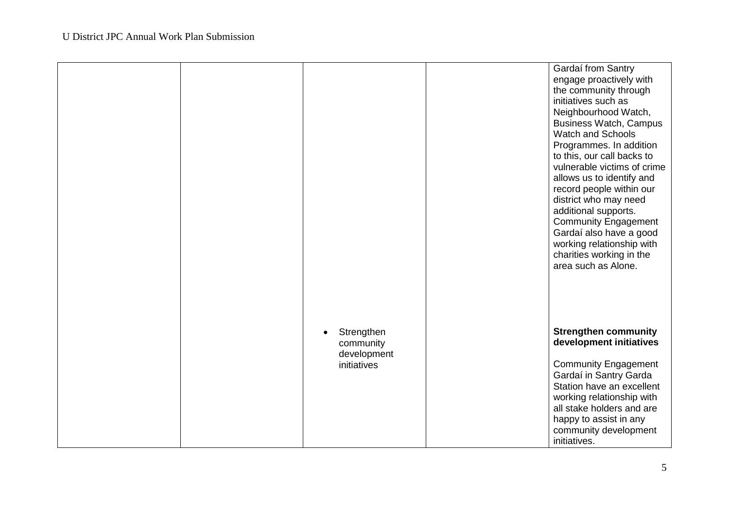| | | | | |
|---|---|---|---|---|
| | | | | Gardaí from Santry engage proactively with the community through initiatives such as Neighbourhood Watch, Business Watch, Campus Watch and Schools Programmes. In addition to this, our call backs to vulnerable victims of crime allows us to identify and record people within our district who may need additional supports. Community Engagement Gardaí also have a good working relationship with charities working in the area such as Alone. |
| | | • Strengthen community development initiatives | | **Strengthen community development initiatives**<br><br>Community Engagement Gardaí in Santry Garda Station have an excellent working relationship with all stake holders and are happy to assist in any community development initiatives. |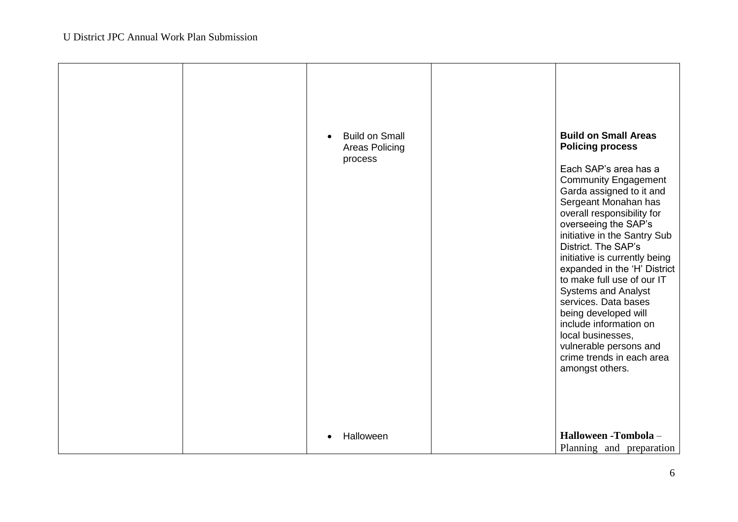|  |  |  |  |  |
| --- | --- | --- | --- | --- |
|  |  | • Build on Small Areas Policing process |  | **Build on Small Areas Policing process**<br><br>Each SAP's area has a Community Engagement Garda assigned to it and Sergeant Monahan has overall responsibility for overseeing the SAP's initiative in the Santry Sub District. The SAP's initiative is currently being expanded in the 'H' District to make full use of our IT Systems and Analyst services. Data bases being developed will include information on local businesses, vulnerable persons and crime trends in each area amongst others. |
|  |  | • Halloween |  | **Halloween -Tombola** – Planning and preparation |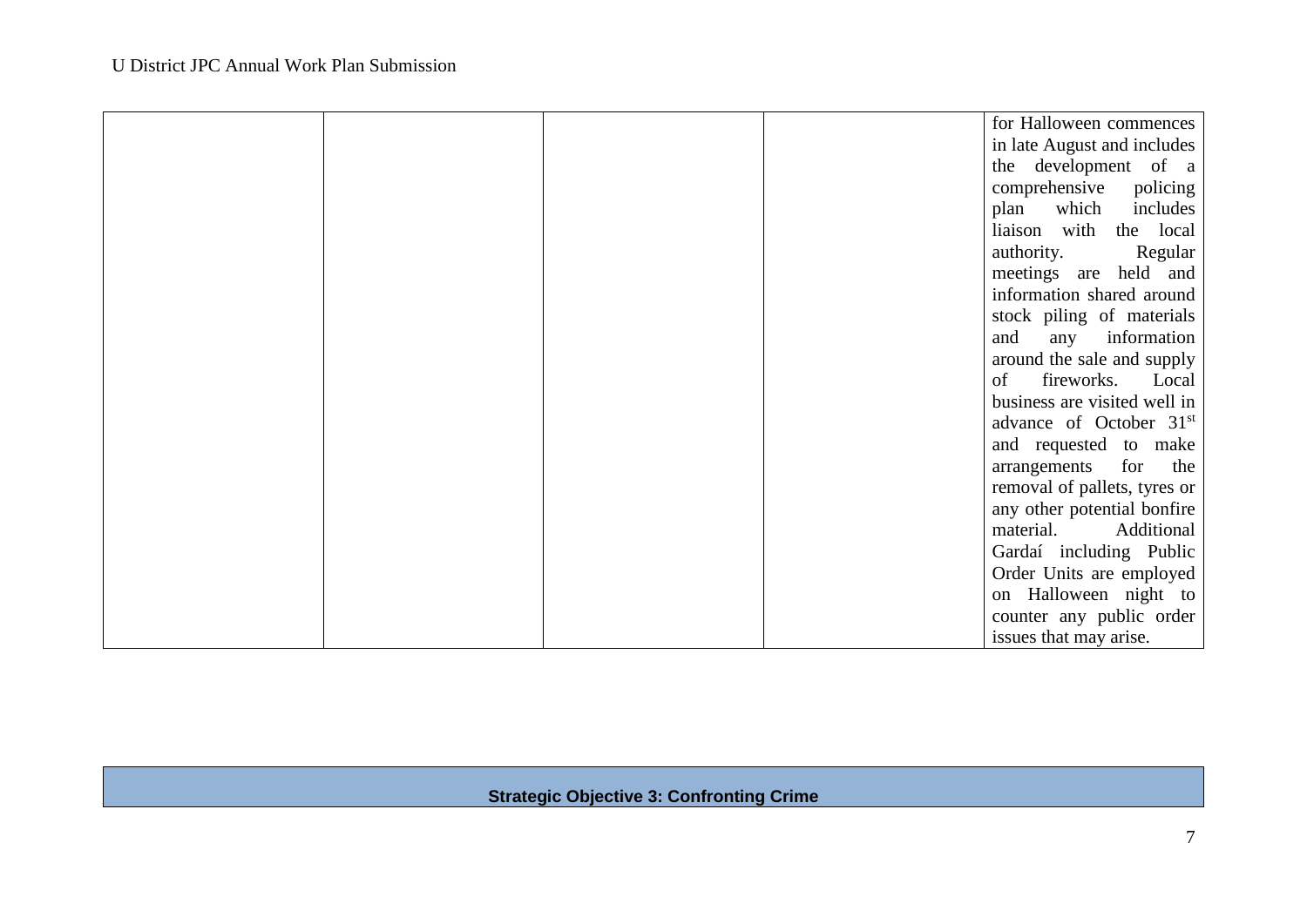| | | | | |
|---|---|---|---|---|
| | | | | for Halloween commences in late August and includes the development of a comprehensive policing plan which includes liaison with the local authority. Regular meetings are held and information shared around stock piling of materials and any information around the sale and supply of fireworks. Local business are visited well in advance of October 31st and requested to make arrangements for the removal of pallets, tyres or any other potential bonfire material. Additional Gardaí including Public Order Units are employed on Halloween night to counter any public order issues that may arise. |

| **Strategic Objective 3: Confronting Crime** |
|---|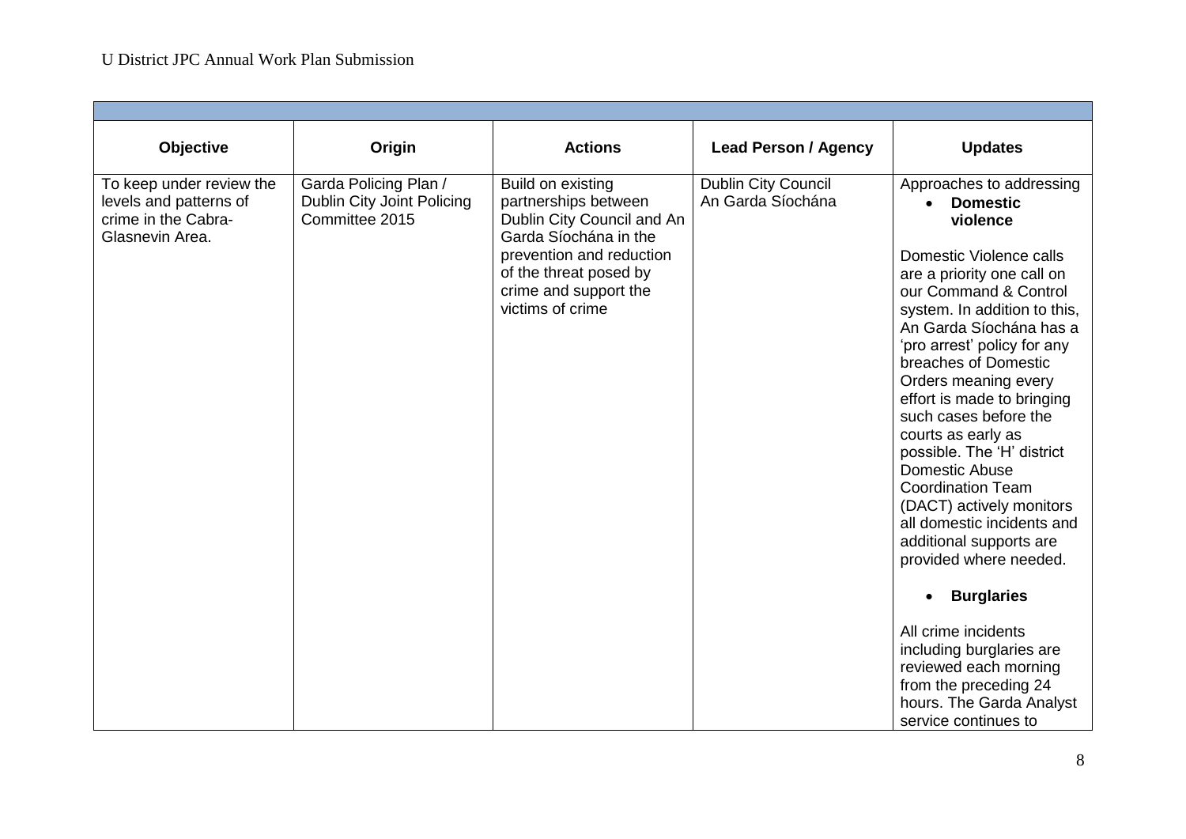| Objective | Origin | Actions | Lead Person / Agency | Updates |
|---|---|---|---|---|
| To keep under review the levels and patterns of crime in the Cabra-Glasnevin Area. | Garda Policing Plan / Dublin City Joint Policing Committee 2015 | Build on existing partnerships between Dublin City Council and An Garda Síochána in the prevention and reduction of the threat posed by crime and support the victims of crime | Dublin City Council<br>An Garda Síochána | Approaches to addressing<br>• **Domestic violence**<br><br>Domestic Violence calls are a priority one call on our Command & Control system. In addition to this, An Garda Síochána has a 'pro arrest' policy for any breaches of Domestic Orders meaning every effort is made to bringing such cases before the courts as early as possible. The 'H' district Domestic Abuse Coordination Team (DACT) actively monitors all domestic incidents and additional supports are provided where needed.<br><br>• **Burglaries**<br><br>All crime incidents including burglaries are reviewed each morning from the preceding 24 hours. The Garda Analyst service continues to |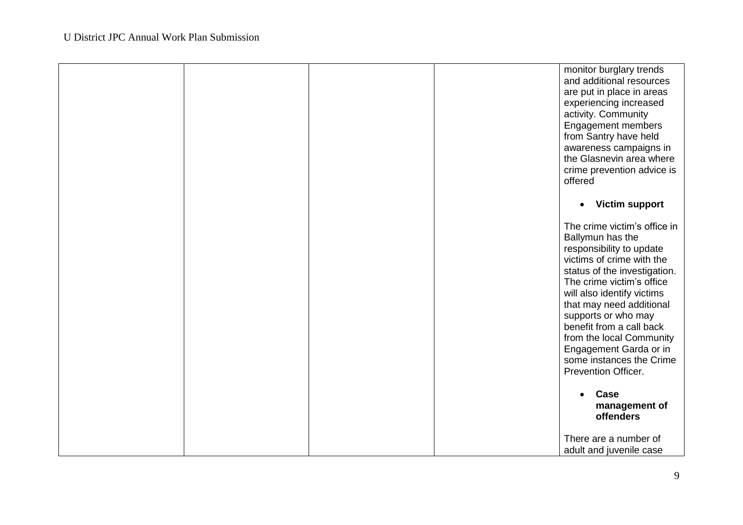| | | | | |
|---|---|---|---|---|
| | | | | monitor burglary trends and additional resources are put in place in areas experiencing increased activity. Community Engagement members from Santry have held awareness campaigns in the Glasnevin area where crime prevention advice is offered<br><br>• **Victim support**<br><br>The crime victim's office in Ballymun has the responsibility to update victims of crime with the status of the investigation. The crime victim's office will also identify victims that may need additional supports or who may benefit from a call back from the local Community Engagement Garda or in some instances the Crime Prevention Officer.<br><br>• **Case management of offenders**<br><br>There are a number of adult and juvenile case |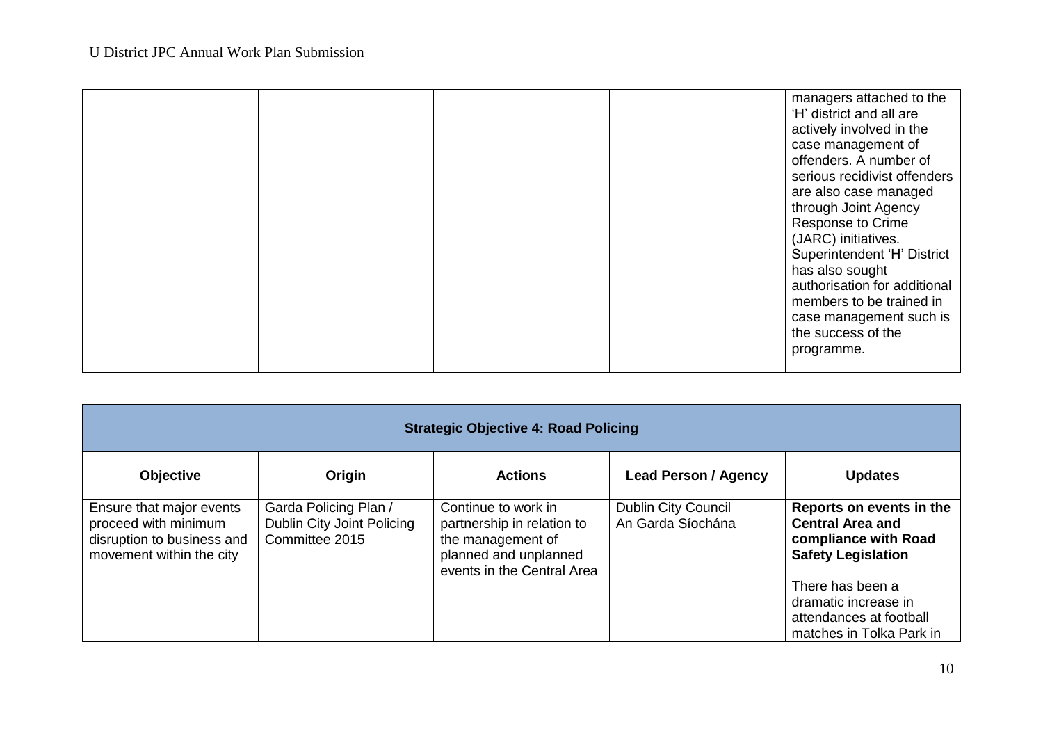| | | | | |
|---|---|---|---|---|
| | | | | managers attached to the 'H' district and all are actively involved in the case management of offenders. A number of serious recidivist offenders are also case managed through Joint Agency Response to Crime (JARC) initiatives. Superintendent 'H' District has also sought authorisation for additional members to be trained in case management such is the success of the programme. |

| **Strategic Objective 4: Road Policing** | | | | |
|---|---|---|---|---|
| **Objective** | **Origin** | **Actions** | **Lead Person / Agency** | **Updates** |
| Ensure that major events proceed with minimum disruption to business and movement within the city | Garda Policing Plan / Dublin City Joint Policing Committee 2015 | Continue to work in partnership in relation to the management of planned and unplanned events in the Central Area | Dublin City Council<br>An Garda Síochána | **Reports on events in the Central Area and compliance with Road Safety Legislation**<br><br>There has been a dramatic increase in attendances at football matches in Tolka Park in |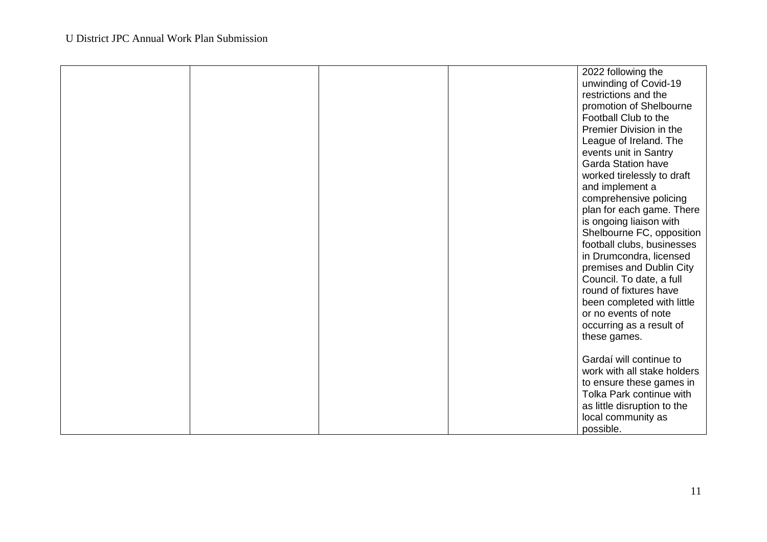| | | | | |
|---|---|---|---|---|
| | | | | 2022 following the unwinding of Covid-19 restrictions and the promotion of Shelbourne Football Club to the Premier Division in the League of Ireland. The events unit in Santry Garda Station have worked tirelessly to draft and implement a comprehensive policing plan for each game. There is ongoing liaison with Shelbourne FC, opposition football clubs, businesses in Drumcondra, licensed premises and Dublin City Council. To date, a full round of fixtures have been completed with little or no events of note occurring as a result of these games.<br><br>Gardaí will continue to work with all stake holders to ensure these games in Tolka Park continue with as little disruption to the local community as possible. |